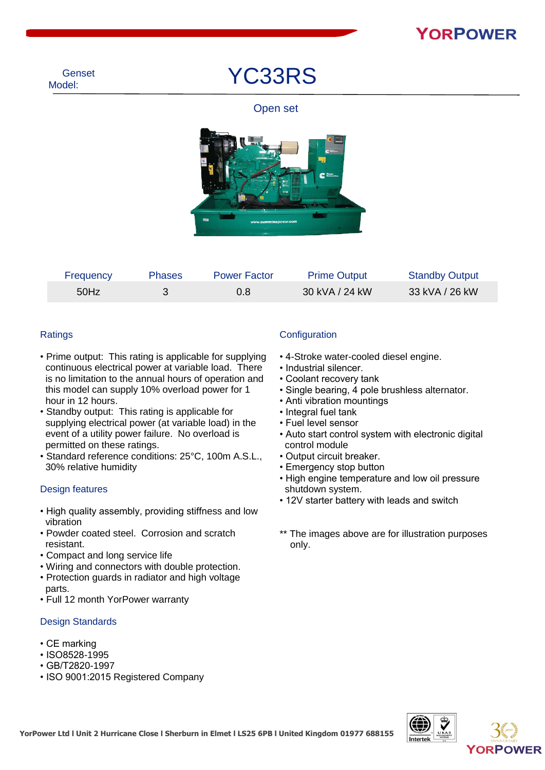Genset Model:

# YC33RS

Open set

| Frequency | Phases | Power Factor | Prime Output | Standby Output |
|---|---|---|---|---|
| 50Hz | 3 | 0.8 | 30 kVA / 24 kW | 33 kVA / 26 kW |

## Ratings

- Prime output: This rating is applicable for supplying continuous electrical power at variable load. There is no limitation to the annual hours of operation and this model can supply 10% overload power for 1 hour in 12 hours.
- Standby output: This rating is applicable for supplying electrical power (at variable load) in the event of a utility power failure. No overload is permitted on these ratings.
- Standard reference conditions: 25°C, 100m A.S.L., 30% relative humidity

## Design features

- High quality assembly, providing stiffness and low vibration
- Powder coated steel. Corrosion and scratch resistant.
- Compact and long service life
- Wiring and connectors with double protection.
- Protection guards in radiator and high voltage parts.
- Full 12 month YorPower warranty

## Design Standards

- CE marking
- ISO8528-1995
- GB/T2820-1997
- ISO 9001:2015 Registered Company

## Configuration

- 4-Stroke water-cooled diesel engine.
- Industrial silencer.
- Coolant recovery tank
- Single bearing, 4 pole brushless alternator.
- Anti vibration mountings
- Integral fuel tank
- Fuel level sensor
- Auto start control system with electronic digital control module
- Output circuit breaker.
- Emergency stop button
- High engine temperature and low oil pressure shutdown system.
- 12V starter battery with leads and switch

** The images above are for illustration purposes only.

YorPower Ltd I Unit 2 Hurricane Close I Sherburn in Elmet I LS25 6PB I United Kingdom 01977 688155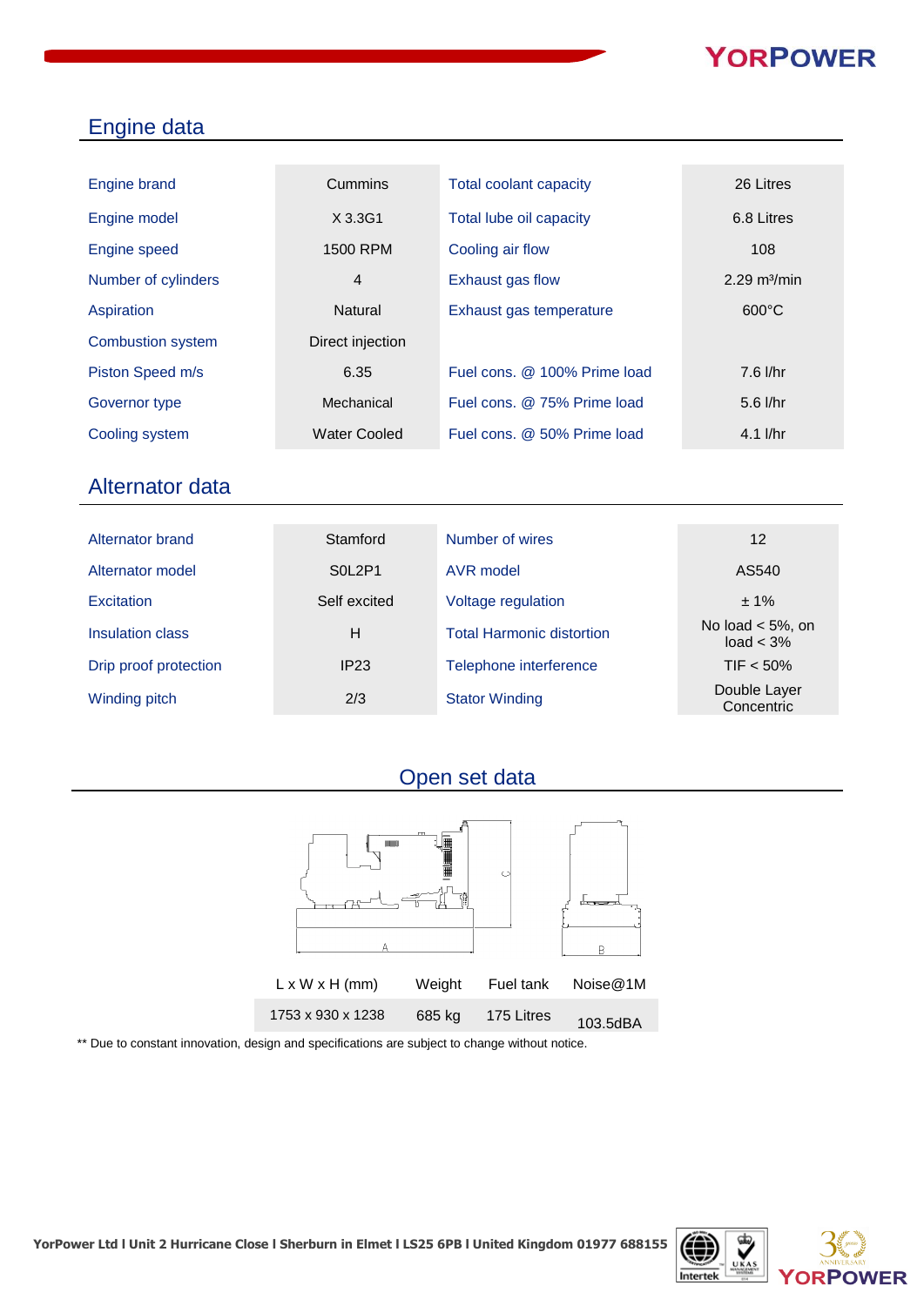## Engine data

| | | | |
|---|---|---|---|
| Engine brand | Cummins | Total coolant capacity | 26 Litres |
| Engine model | X 3.3G1 | Total lube oil capacity | 6.8 Litres |
| Engine speed | 1500 RPM | Cooling air flow | 108 |
| Number of cylinders | 4 | Exhaust gas flow | 2.29 m³/min |
| Aspiration | Natural | Exhaust gas temperature | 600°C |
| Combustion system | Direct injection | | |
| Piston Speed m/s | 6.35 | Fuel cons. @ 100% Prime load | 7.6 l/hr |
| Governor type | Mechanical | Fuel cons. @ 75% Prime load | 5.6 l/hr |
| Cooling system | Water Cooled | Fuel cons. @ 50% Prime load | 4.1 l/hr |

## Alternator data

| | | | |
|---|---|---|---|
| Alternator brand | Stamford | Number of wires | 12 |
| Alternator model | S0L2P1 | AVR model | AS540 |
| Excitation | Self excited | Voltage regulation | ± 1% |
| Insulation class | H | Total Harmonic distortion | No load < 5%, on load < 3% |
| Drip proof protection | IP23 | Telephone interference | TIF < 50% |
| Winding pitch | 2/3 | Stator Winding | Double Layer Concentric |

## Open set data

A

B

C

| L x W x H (mm) | Weight | Fuel tank | Noise@1M |
|---|---|---|---|
| 1753 x 930 x 1238 | 685 kg | 175 Litres | 103.5dBA |

** Due to constant innovation, design and specifications are subject to change without notice.

YorPower Ltd l Unit 2 Hurricane Close l Sherburn in Elmet l LS25 6PB l United Kingdom 01977 688155